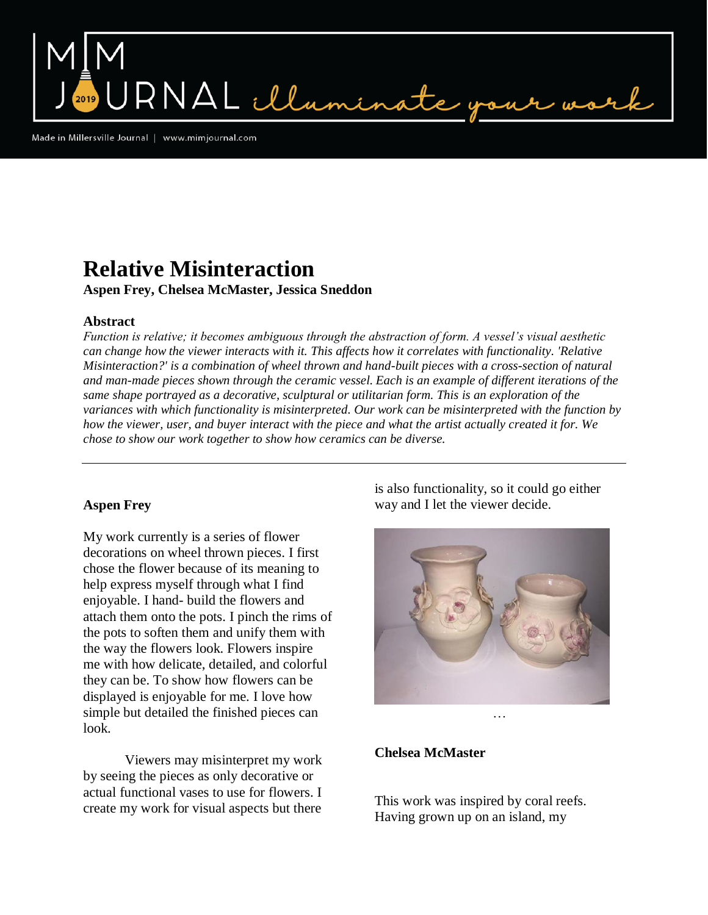# Relative Misinteraction

**Aspen Frey, Chelsea McMaster, Jessica Sneddon**

### Abstract

*Function is relative; it becomes ambiguous through the abstraction of form. A vessel's visual aesthetic can change how the viewer interacts with it. This affects how it correlates with functionality. 'Relative Misinteraction?' is a combination of wheel thrown and hand-built pieces with a cross-section of natural and man-made pieces shown through the ceramic vessel. Each is an example of different iterations of the same shape portrayed as a decorative, sculptural or utilitarian form. This is an exploration of the variances with which functionality is misinterpreted. Our work can be misinterpreted with the function by how the viewer, user, and buyer interact with the piece and what the artist actually created it for. We chose to show our work together to show how ceramics can be diverse.*

---

### Aspen Frey

My work currently is a series of flower decorations on wheel thrown pieces. I first chose the flower because of its meaning to help express myself through what I find enjoyable. I hand- build the flowers and attach them onto the pots. I pinch the rims of the pots to soften them and unify them with the way the flowers look. Flowers inspire me with how delicate, detailed, and colorful they can be. To show how flowers can be displayed is enjoyable for me. I love how simple but detailed the finished pieces can look.

Viewers may misinterpret my work by seeing the pieces as only decorative or actual functional vases to use for flowers. I create my work for visual aspects but there is also functionality, so it could go either way and I let the viewer decide.

…

### Chelsea McMaster

This work was inspired by coral reefs. Having grown up on an island, my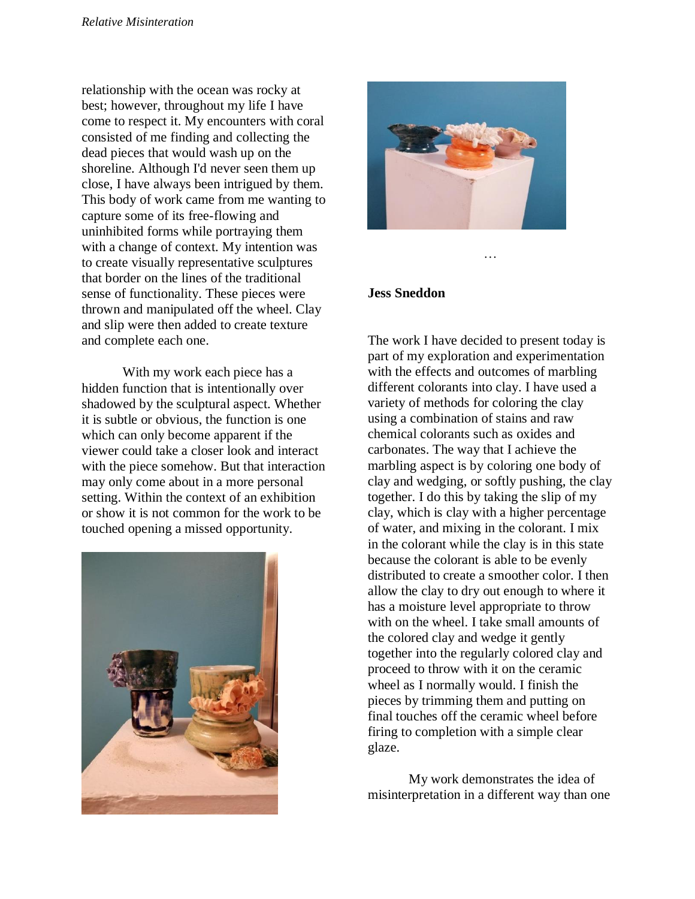relationship with the ocean was rocky at best; however, throughout my life I have come to respect it. My encounters with coral consisted of me finding and collecting the dead pieces that would wash up on the shoreline. Although I'd never seen them up close, I have always been intrigued by them. This body of work came from me wanting to capture some of its free-flowing and uninhibited forms while portraying them with a change of context. My intention was to create visually representative sculptures that border on the lines of the traditional sense of functionality. These pieces were thrown and manipulated off the wheel. Clay and slip were then added to create texture and complete each one.

With my work each piece has a hidden function that is intentionally over shadowed by the sculptural aspect. Whether it is subtle or obvious, the function is one which can only become apparent if the viewer could take a closer look and interact with the piece somehow. But that interaction may only come about in a more personal setting. Within the context of an exhibition or show it is not common for the work to be touched opening a missed opportunity.

…

**Jess Sneddon**

The work I have decided to present today is part of my exploration and experimentation with the effects and outcomes of marbling different colorants into clay. I have used a variety of methods for coloring the clay using a combination of stains and raw chemical colorants such as oxides and carbonates. The way that I achieve the marbling aspect is by coloring one body of clay and wedging, or softly pushing, the clay together. I do this by taking the slip of my clay, which is clay with a higher percentage of water, and mixing in the colorant. I mix in the colorant while the clay is in this state because the colorant is able to be evenly distributed to create a smoother color. I then allow the clay to dry out enough to where it has a moisture level appropriate to throw with on the wheel. I take small amounts of the colored clay and wedge it gently together into the regularly colored clay and proceed to throw with it on the ceramic wheel as I normally would. I finish the pieces by trimming them and putting on final touches off the ceramic wheel before firing to completion with a simple clear glaze.

My work demonstrates the idea of misinterpretation in a different way than one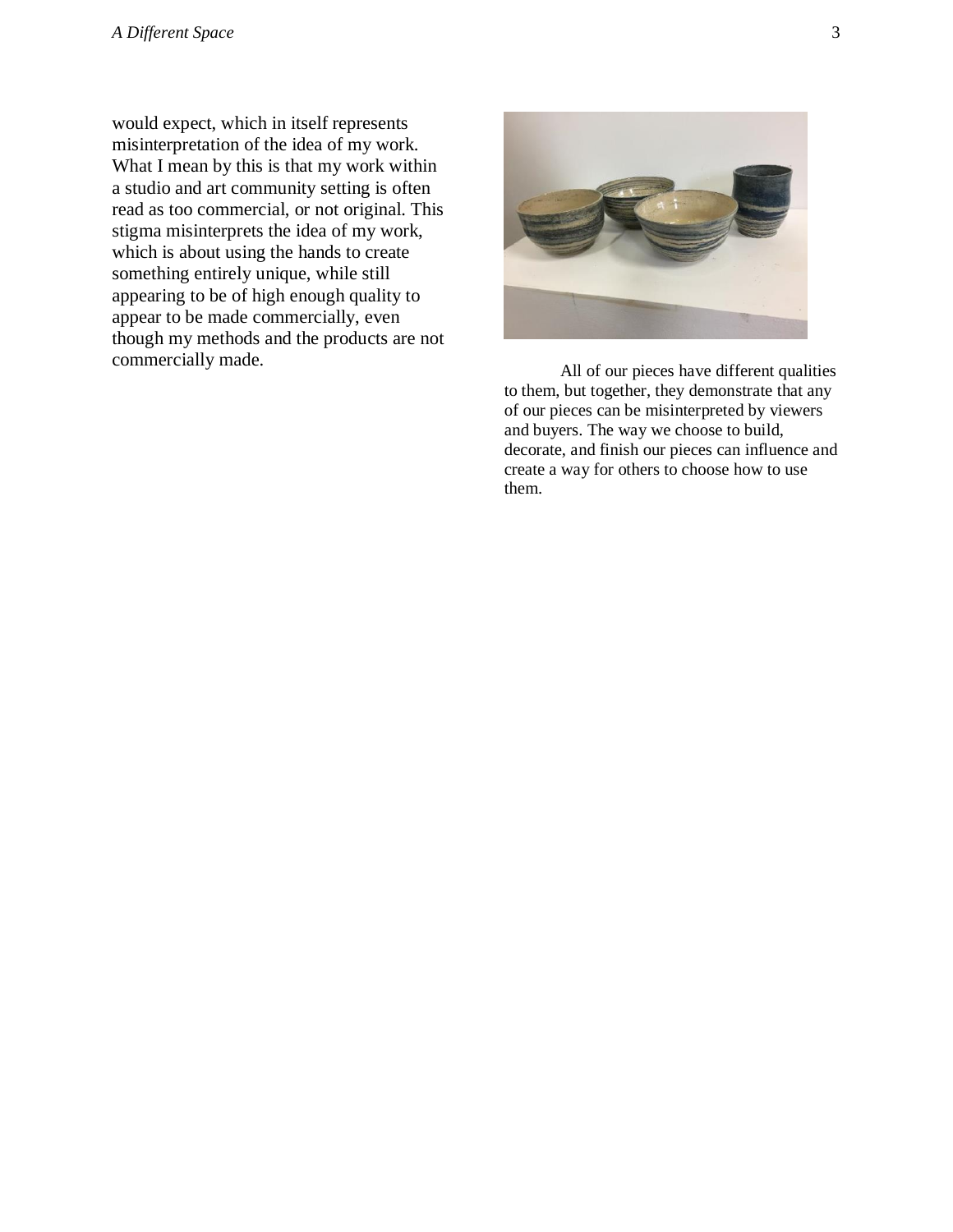would expect, which in itself represents misinterpretation of the idea of my work. What I mean by this is that my work within a studio and art community setting is often read as too commercial, or not original. This stigma misinterprets the idea of my work, which is about using the hands to create something entirely unique, while still appearing to be of high enough quality to appear to be made commercially, even though my methods and the products are not commercially made.

All of our pieces have different qualities to them, but together, they demonstrate that any of our pieces can be misinterpreted by viewers and buyers. The way we choose to build, decorate, and finish our pieces can influence and create a way for others to choose how to use them.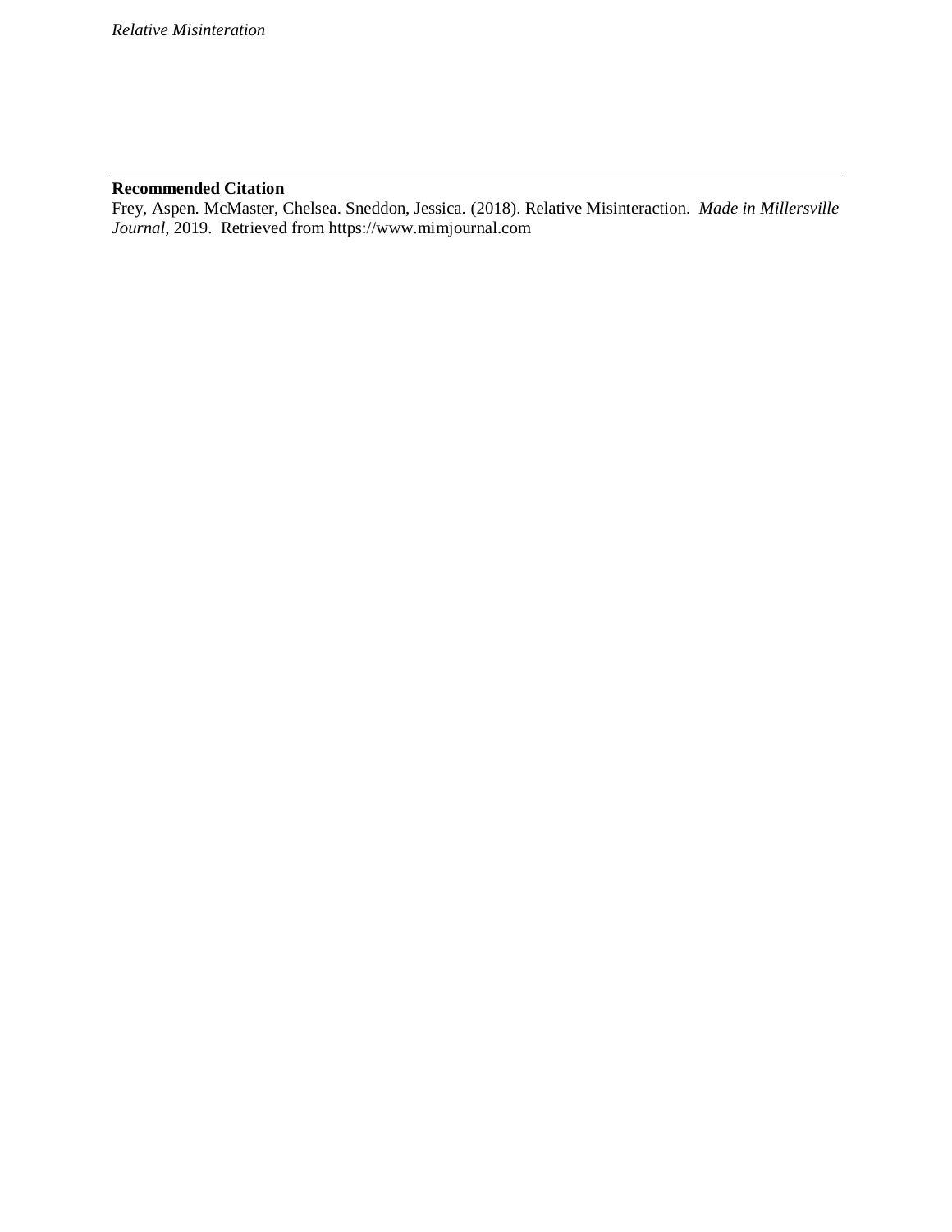**Recommended Citation**

Frey, Aspen. McMaster, Chelsea. Sneddon, Jessica. (2018). Relative Misinteraction. *Made in Millersville Journal*, 2019. Retrieved from https://www.mimjournal.com